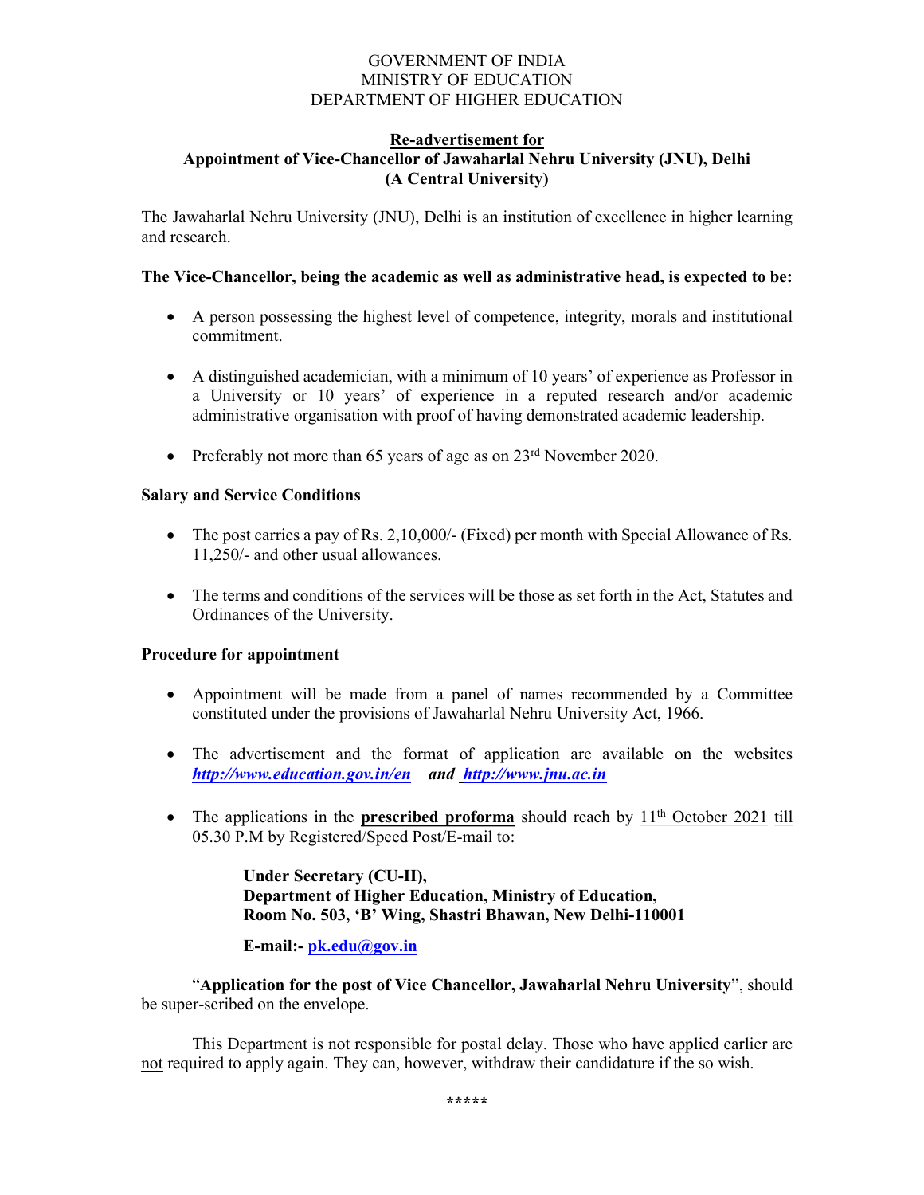GOVERNMENT OF INDIA
MINISTRY OF EDUCATION
DEPARTMENT OF HIGHER EDUCATION

# Re-advertisement for
# Appointment of Vice-Chancellor of Jawaharlal Nehru University (JNU), Delhi (A Central University)

The Jawaharlal Nehru University (JNU), Delhi is an institution of excellence in higher learning and research.

**The Vice-Chancellor, being the academic as well as administrative head, is expected to be:**

- A person possessing the highest level of competence, integrity, morals and institutional commitment.
- A distinguished academician, with a minimum of 10 years' of experience as Professor in a University or 10 years' of experience in a reputed research and/or academic administrative organisation with proof of having demonstrated academic leadership.
- Preferably not more than 65 years of age as on 23rd November 2020.

**Salary and Service Conditions**

- The post carries a pay of Rs. 2,10,000/- (Fixed) per month with Special Allowance of Rs. 11,250/- and other usual allowances.
- The terms and conditions of the services will be those as set forth in the Act, Statutes and Ordinances of the University.

**Procedure for appointment**

- Appointment will be made from a panel of names recommended by a Committee constituted under the provisions of Jawaharlal Nehru University Act, 1966.
- The advertisement and the format of application are available on the websites ***http://www.education.gov.in/en*** ***and*** ***http://www.jnu.ac.in***
- The applications in the **prescribed proforma** should reach by 11th October 2021 till 05.30 P.M by Registered/Speed Post/E-mail to:

**Under Secretary (CU-II),**
**Department of Higher Education, Ministry of Education,**
**Room No. 503, 'B' Wing, Shastri Bhawan, New Delhi-110001**

**E-mail:- pk.edu@gov.in**

"**Application for the post of Vice Chancellor, Jawaharlal Nehru University**", should be super-scribed on the envelope.

This Department is not responsible for postal delay. Those who have applied earlier are not required to apply again. They can, however, withdraw their candidature if the so wish.

\*\*\*\*\*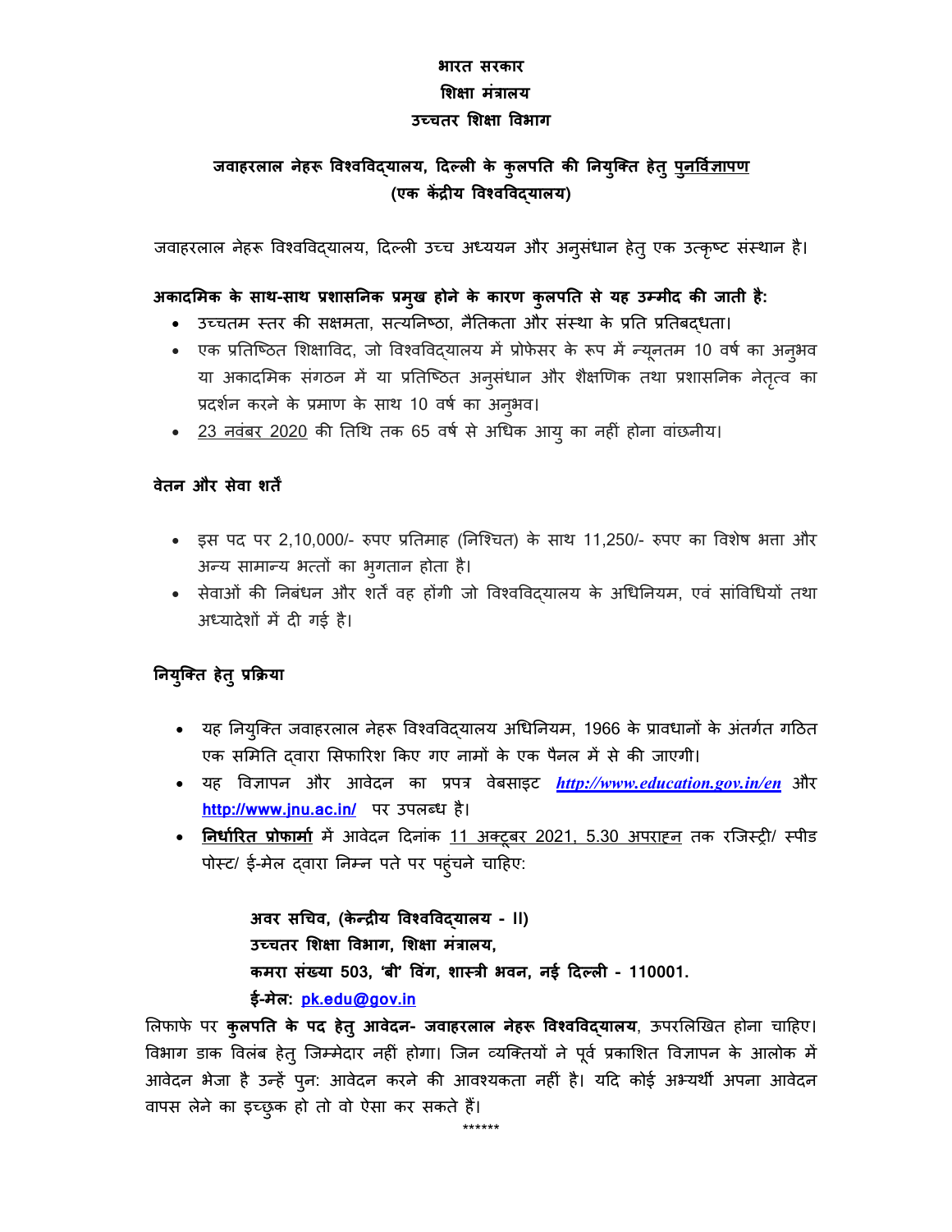**भारत सरकार**

**शिक्षा मंत्रालय**

**उच्चतर शिक्षा विभाग**

## जवाहरलाल नेहरू विश्वविद्यालय, दिल्ली के कुलपति की नियुक्ति हेतु पुनर्विज्ञापण (एक केंद्रीय विश्वविद्यालय)

जवाहरलाल नेहरू विश्वविद्यालय, दिल्ली उच्च अध्ययन और अनुसंधान हेतु एक उत्कृष्ट संस्थान है।

**अकादमिक के साथ-साथ प्रशासनिक प्रमुख होने के कारण कुलपति से यह उम्मीद की जाती है:**

- उच्चतम स्तर की सक्षमता, सत्यनिष्ठा, नैतिकता और संस्था के प्रति प्रतिबद्धता।
- एक प्रतिष्ठित शिक्षाविद, जो विश्वविद्यालय में प्रोफेसर के रूप में न्यूनतम 10 वर्ष का अनुभव या अकादमिक संगठन में या प्रतिष्ठित अनुसंधान और शैक्षणिक तथा प्रशासनिक नेतृत्व का प्रदर्शन करने के प्रमाण के साथ 10 वर्ष का अनुभव।
- 23 नवंबर 2020 की तिथि तक 65 वर्ष से अधिक आयु का नहीं होना वांछनीय।

### वेतन और सेवा शर्तें

- इस पद पर 2,10,000/- रुपए प्रतिमाह (निश्चित) के साथ 11,250/- रुपए का विशेष भत्ता और अन्य सामान्य भत्तों का भुगतान होता है।
- सेवाओं की निबंधन और शर्तें वह होंगी जो विश्वविद्यालय के अधिनियम, एवं सांविधियों तथा अध्यादेशों में दी गई है।

### नियुक्ति हेतु प्रक्रिया

- यह नियुक्ति जवाहरलाल नेहरू विश्वविद्यालय अधिनियम, 1966 के प्रावधानों के अंतर्गत गठित एक समिति द्वारा सिफारिश किए गए नामों के एक पैनल में से की जाएगी।
- यह विज्ञापन और आवेदन का प्रपत्र वेबसाइट ***http://www.education.gov.in/en*** और **http://www.jnu.ac.in/** पर उपलब्ध है।
- **निर्धारित प्रोफार्मा** में आवेदन दिनांक 11 अक्टूबर 2021, 5.30 अपराह्न तक रजिस्ट्री/ स्पीड पोस्ट/ ई-मेल द्वारा निम्न पते पर पहुंचने चाहिए:

**अवर सचिव, (केन्द्रीय विश्वविद्यालय - II)**
**उच्चतर शिक्षा विभाग, शिक्षा मंत्रालय,**
**कमरा संख्या 503, 'बी' विंग, शास्त्री भवन, नई दिल्ली - 110001.**
**ई-मेल: pk.edu@gov.in**

लिफाफे पर **कुलपति के पद हेतु आवेदन- जवाहरलाल नेहरू विश्वविद्यालय**, ऊपरलिखित होना चाहिए। विभाग डाक विलंब हेतु जिम्मेदार नहीं होगा। जिन व्यक्तियों ने पूर्व प्रकाशित विज्ञापन के आलोक में आवेदन भेजा है उन्हें पुन: आवेदन करने की आवश्यकता नहीं है। यदि कोई अभ्यर्थी अपना आवेदन वापस लेने का इच्छुक हो तो वो ऐसा कर सकते हैं।

\*\*\*\*\*\*